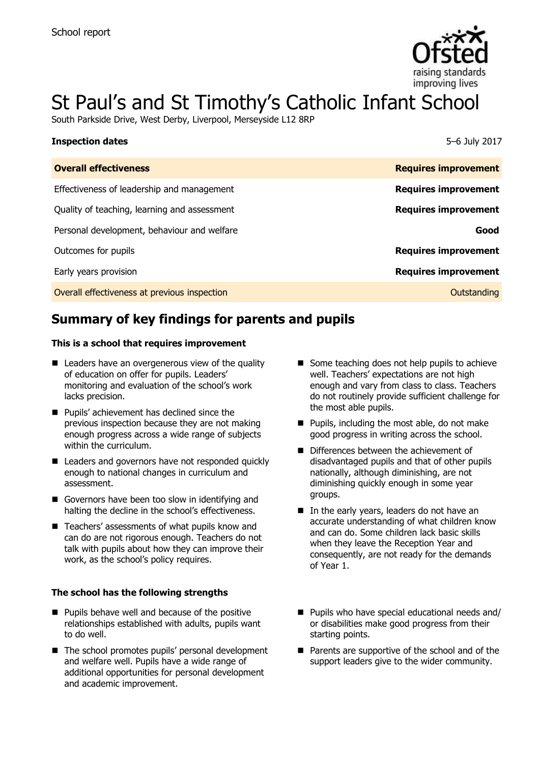School report

# St Paul's and St Timothy's Catholic Infant School

South Parkside Drive, West Derby, Liverpool, Merseyside L12 8RP

**Inspection dates** 5–6 July 2017

| **Overall effectiveness** | **Requires improvement** |
|---|---|
| Effectiveness of leadership and management | **Requires improvement** |
| Quality of teaching, learning and assessment | **Requires improvement** |
| Personal development, behaviour and welfare | **Good** |
| Outcomes for pupils | **Requires improvement** |
| Early years provision | **Requires improvement** |
| Overall effectiveness at previous inspection | Outstanding |

## Summary of key findings for parents and pupils

**This is a school that requires improvement**

- Leaders have an overgenerous view of the quality of education on offer for pupils. Leaders' monitoring and evaluation of the school's work lacks precision.
- Pupils' achievement has declined since the previous inspection because they are not making enough progress across a wide range of subjects within the curriculum.
- Leaders and governors have not responded quickly enough to national changes in curriculum and assessment.
- Governors have been too slow in identifying and halting the decline in the school's effectiveness.
- Teachers' assessments of what pupils know and can do are not rigorous enough. Teachers do not talk with pupils about how they can improve their work, as the school's policy requires.
- Some teaching does not help pupils to achieve well. Teachers' expectations are not high enough and vary from class to class. Teachers do not routinely provide sufficient challenge for the most able pupils.
- Pupils, including the most able, do not make good progress in writing across the school.
- Differences between the achievement of disadvantaged pupils and that of other pupils nationally, although diminishing, are not diminishing quickly enough in some year groups.
- In the early years, leaders do not have an accurate understanding of what children know and can do. Some children lack basic skills when they leave the Reception Year and consequently, are not ready for the demands of Year 1.

**The school has the following strengths**

- Pupils behave well and because of the positive relationships established with adults, pupils want to do well.
- The school promotes pupils' personal development and welfare well. Pupils have a wide range of additional opportunities for personal development and academic improvement.
- Pupils who have special educational needs and/or disabilities make good progress from their starting points.
- Parents are supportive of the school and of the support leaders give to the wider community.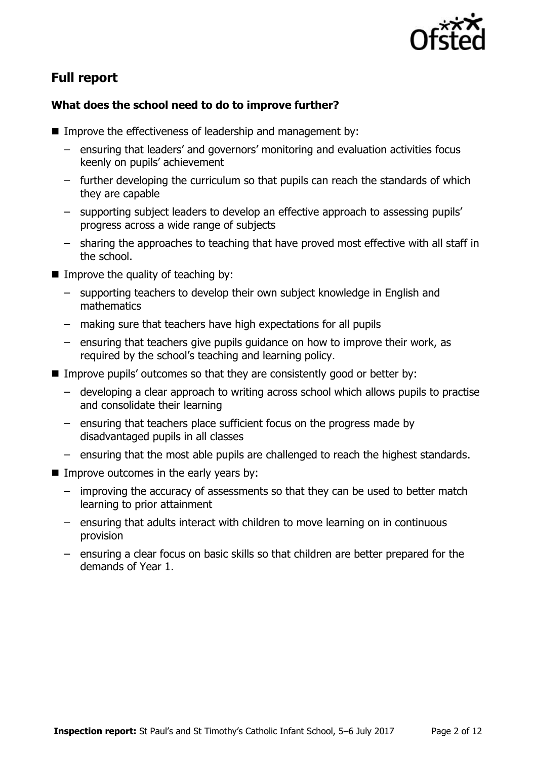## Full report

### What does the school need to do to improve further?

- Improve the effectiveness of leadership and management by:
  - ensuring that leaders' and governors' monitoring and evaluation activities focus keenly on pupils' achievement
  - further developing the curriculum so that pupils can reach the standards of which they are capable
  - supporting subject leaders to develop an effective approach to assessing pupils' progress across a wide range of subjects
  - sharing the approaches to teaching that have proved most effective with all staff in the school.
- Improve the quality of teaching by:
  - supporting teachers to develop their own subject knowledge in English and mathematics
  - making sure that teachers have high expectations for all pupils
  - ensuring that teachers give pupils guidance on how to improve their work, as required by the school's teaching and learning policy.
- Improve pupils' outcomes so that they are consistently good or better by:
  - developing a clear approach to writing across school which allows pupils to practise and consolidate their learning
  - ensuring that teachers place sufficient focus on the progress made by disadvantaged pupils in all classes
  - ensuring that the most able pupils are challenged to reach the highest standards.
- Improve outcomes in the early years by:
  - improving the accuracy of assessments so that they can be used to better match learning to prior attainment
  - ensuring that adults interact with children to move learning on in continuous provision
  - ensuring a clear focus on basic skills so that children are better prepared for the demands of Year 1.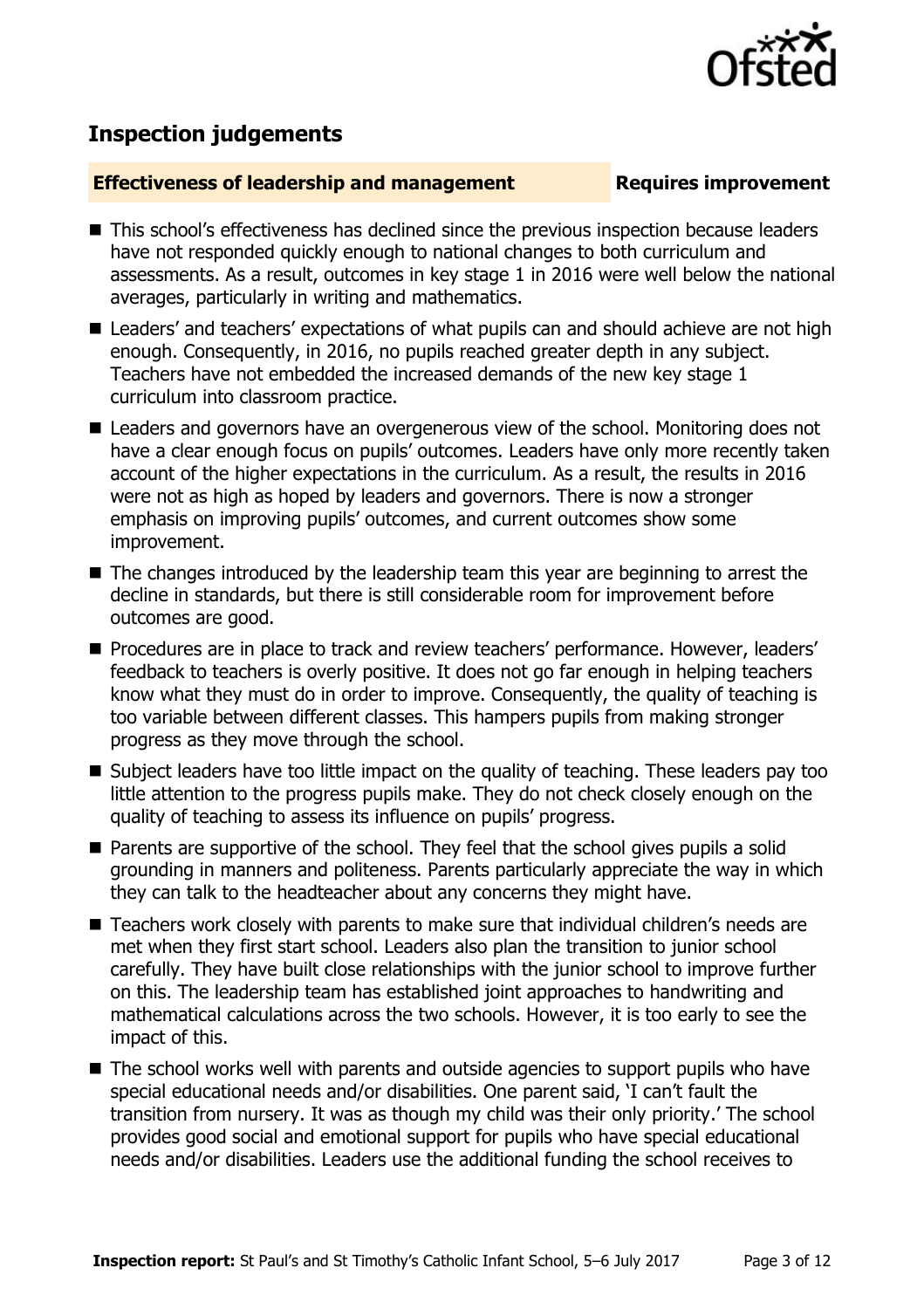## Inspection judgements

**Effectiveness of leadership and management** **Requires improvement**

- This school's effectiveness has declined since the previous inspection because leaders have not responded quickly enough to national changes to both curriculum and assessments. As a result, outcomes in key stage 1 in 2016 were well below the national averages, particularly in writing and mathematics.
- Leaders' and teachers' expectations of what pupils can and should achieve are not high enough. Consequently, in 2016, no pupils reached greater depth in any subject. Teachers have not embedded the increased demands of the new key stage 1 curriculum into classroom practice.
- Leaders and governors have an overgenerous view of the school. Monitoring does not have a clear enough focus on pupils' outcomes. Leaders have only more recently taken account of the higher expectations in the curriculum. As a result, the results in 2016 were not as high as hoped by leaders and governors. There is now a stronger emphasis on improving pupils' outcomes, and current outcomes show some improvement.
- The changes introduced by the leadership team this year are beginning to arrest the decline in standards, but there is still considerable room for improvement before outcomes are good.
- Procedures are in place to track and review teachers' performance. However, leaders' feedback to teachers is overly positive. It does not go far enough in helping teachers know what they must do in order to improve. Consequently, the quality of teaching is too variable between different classes. This hampers pupils from making stronger progress as they move through the school.
- Subject leaders have too little impact on the quality of teaching. These leaders pay too little attention to the progress pupils make. They do not check closely enough on the quality of teaching to assess its influence on pupils' progress.
- Parents are supportive of the school. They feel that the school gives pupils a solid grounding in manners and politeness. Parents particularly appreciate the way in which they can talk to the headteacher about any concerns they might have.
- Teachers work closely with parents to make sure that individual children's needs are met when they first start school. Leaders also plan the transition to junior school carefully. They have built close relationships with the junior school to improve further on this. The leadership team has established joint approaches to handwriting and mathematical calculations across the two schools. However, it is too early to see the impact of this.
- The school works well with parents and outside agencies to support pupils who have special educational needs and/or disabilities. One parent said, 'I can't fault the transition from nursery. It was as though my child was their only priority.' The school provides good social and emotional support for pupils who have special educational needs and/or disabilities. Leaders use the additional funding the school receives to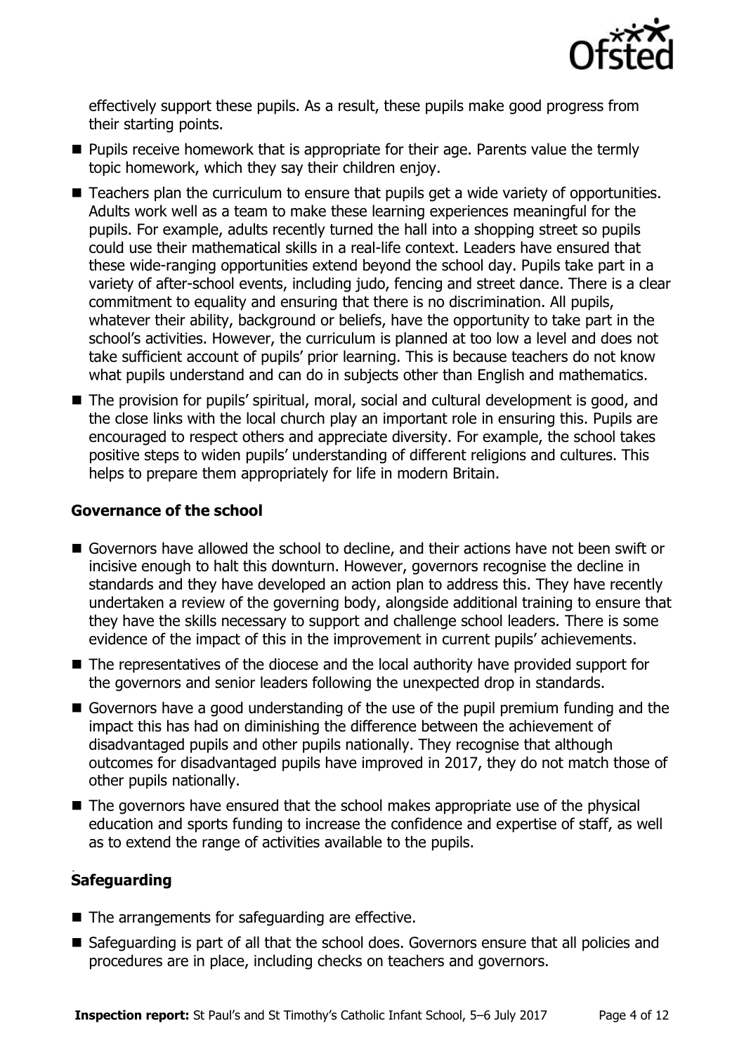effectively support these pupils. As a result, these pupils make good progress from their starting points.

- Pupils receive homework that is appropriate for their age. Parents value the termly topic homework, which they say their children enjoy.
- Teachers plan the curriculum to ensure that pupils get a wide variety of opportunities. Adults work well as a team to make these learning experiences meaningful for the pupils. For example, adults recently turned the hall into a shopping street so pupils could use their mathematical skills in a real-life context. Leaders have ensured that these wide-ranging opportunities extend beyond the school day. Pupils take part in a variety of after-school events, including judo, fencing and street dance. There is a clear commitment to equality and ensuring that there is no discrimination. All pupils, whatever their ability, background or beliefs, have the opportunity to take part in the school's activities. However, the curriculum is planned at too low a level and does not take sufficient account of pupils' prior learning. This is because teachers do not know what pupils understand and can do in subjects other than English and mathematics.
- The provision for pupils' spiritual, moral, social and cultural development is good, and the close links with the local church play an important role in ensuring this. Pupils are encouraged to respect others and appreciate diversity. For example, the school takes positive steps to widen pupils' understanding of different religions and cultures. This helps to prepare them appropriately for life in modern Britain.

### Governance of the school

- Governors have allowed the school to decline, and their actions have not been swift or incisive enough to halt this downturn. However, governors recognise the decline in standards and they have developed an action plan to address this. They have recently undertaken a review of the governing body, alongside additional training to ensure that they have the skills necessary to support and challenge school leaders. There is some evidence of the impact of this in the improvement in current pupils' achievements.
- The representatives of the diocese and the local authority have provided support for the governors and senior leaders following the unexpected drop in standards.
- Governors have a good understanding of the use of the pupil premium funding and the impact this has had on diminishing the difference between the achievement of disadvantaged pupils and other pupils nationally. They recognise that although outcomes for disadvantaged pupils have improved in 2017, they do not match those of other pupils nationally.
- The governors have ensured that the school makes appropriate use of the physical education and sports funding to increase the confidence and expertise of staff, as well as to extend the range of activities available to the pupils.

### Safeguarding

- The arrangements for safeguarding are effective.
- Safeguarding is part of all that the school does. Governors ensure that all policies and procedures are in place, including checks on teachers and governors.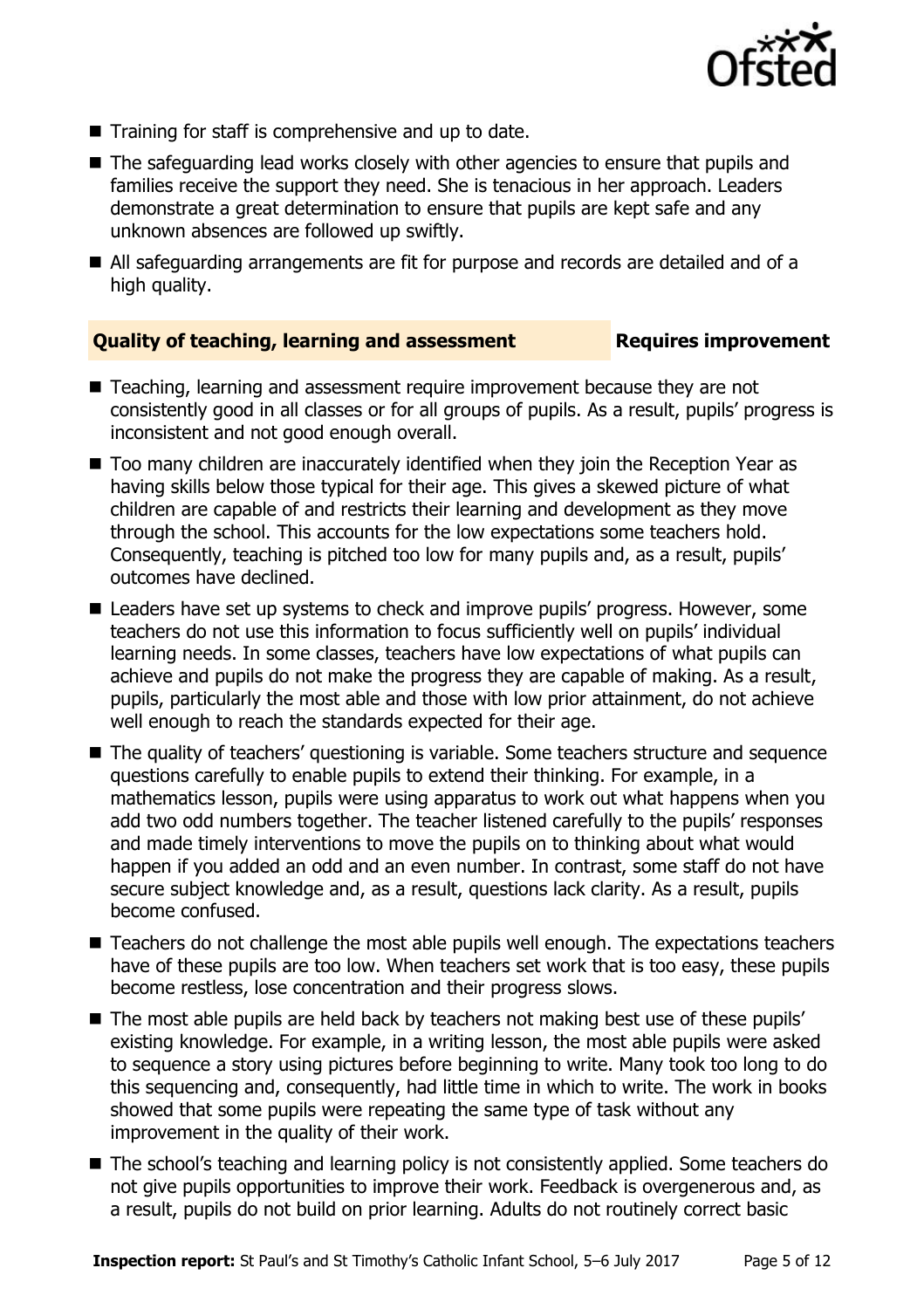- Training for staff is comprehensive and up to date.
- The safeguarding lead works closely with other agencies to ensure that pupils and families receive the support they need. She is tenacious in her approach. Leaders demonstrate a great determination to ensure that pupils are kept safe and any unknown absences are followed up swiftly.
- All safeguarding arrangements are fit for purpose and records are detailed and of a high quality.

### Quality of teaching, learning and assessment — Requires improvement

- Teaching, learning and assessment require improvement because they are not consistently good in all classes or for all groups of pupils. As a result, pupils' progress is inconsistent and not good enough overall.
- Too many children are inaccurately identified when they join the Reception Year as having skills below those typical for their age. This gives a skewed picture of what children are capable of and restricts their learning and development as they move through the school. This accounts for the low expectations some teachers hold. Consequently, teaching is pitched too low for many pupils and, as a result, pupils' outcomes have declined.
- Leaders have set up systems to check and improve pupils' progress. However, some teachers do not use this information to focus sufficiently well on pupils' individual learning needs. In some classes, teachers have low expectations of what pupils can achieve and pupils do not make the progress they are capable of making. As a result, pupils, particularly the most able and those with low prior attainment, do not achieve well enough to reach the standards expected for their age.
- The quality of teachers' questioning is variable. Some teachers structure and sequence questions carefully to enable pupils to extend their thinking. For example, in a mathematics lesson, pupils were using apparatus to work out what happens when you add two odd numbers together. The teacher listened carefully to the pupils' responses and made timely interventions to move the pupils on to thinking about what would happen if you added an odd and an even number. In contrast, some staff do not have secure subject knowledge and, as a result, questions lack clarity. As a result, pupils become confused.
- Teachers do not challenge the most able pupils well enough. The expectations teachers have of these pupils are too low. When teachers set work that is too easy, these pupils become restless, lose concentration and their progress slows.
- The most able pupils are held back by teachers not making best use of these pupils' existing knowledge. For example, in a writing lesson, the most able pupils were asked to sequence a story using pictures before beginning to write. Many took too long to do this sequencing and, consequently, had little time in which to write. The work in books showed that some pupils were repeating the same type of task without any improvement in the quality of their work.
- The school's teaching and learning policy is not consistently applied. Some teachers do not give pupils opportunities to improve their work. Feedback is overgenerous and, as a result, pupils do not build on prior learning. Adults do not routinely correct basic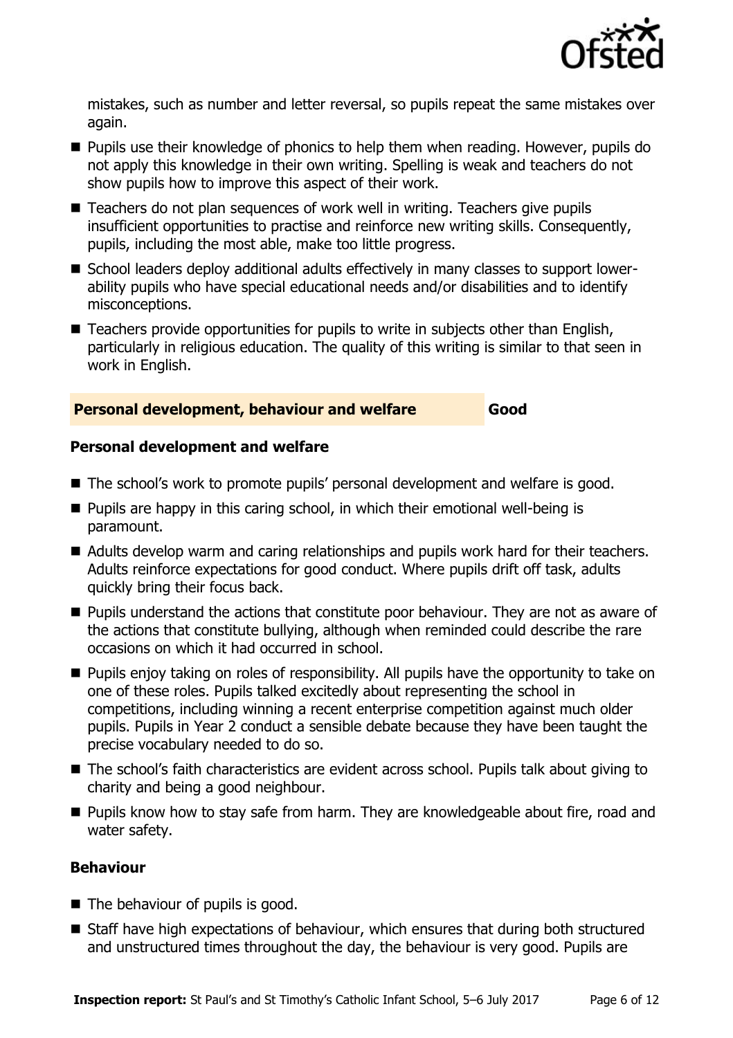mistakes, such as number and letter reversal, so pupils repeat the same mistakes over again.

- Pupils use their knowledge of phonics to help them when reading. However, pupils do not apply this knowledge in their own writing. Spelling is weak and teachers do not show pupils how to improve this aspect of their work.
- Teachers do not plan sequences of work well in writing. Teachers give pupils insufficient opportunities to practise and reinforce new writing skills. Consequently, pupils, including the most able, make too little progress.
- School leaders deploy additional adults effectively in many classes to support lower-ability pupils who have special educational needs and/or disabilities and to identify misconceptions.
- Teachers provide opportunities for pupils to write in subjects other than English, particularly in religious education. The quality of this writing is similar to that seen in work in English.

## Personal development, behaviour and welfare — Good

### Personal development and welfare

- The school's work to promote pupils' personal development and welfare is good.
- Pupils are happy in this caring school, in which their emotional well-being is paramount.
- Adults develop warm and caring relationships and pupils work hard for their teachers. Adults reinforce expectations for good conduct. Where pupils drift off task, adults quickly bring their focus back.
- Pupils understand the actions that constitute poor behaviour. They are not as aware of the actions that constitute bullying, although when reminded could describe the rare occasions on which it had occurred in school.
- Pupils enjoy taking on roles of responsibility. All pupils have the opportunity to take on one of these roles. Pupils talked excitedly about representing the school in competitions, including winning a recent enterprise competition against much older pupils. Pupils in Year 2 conduct a sensible debate because they have been taught the precise vocabulary needed to do so.
- The school's faith characteristics are evident across school. Pupils talk about giving to charity and being a good neighbour.
- Pupils know how to stay safe from harm. They are knowledgeable about fire, road and water safety.

### Behaviour

- The behaviour of pupils is good.
- Staff have high expectations of behaviour, which ensures that during both structured and unstructured times throughout the day, the behaviour is very good. Pupils are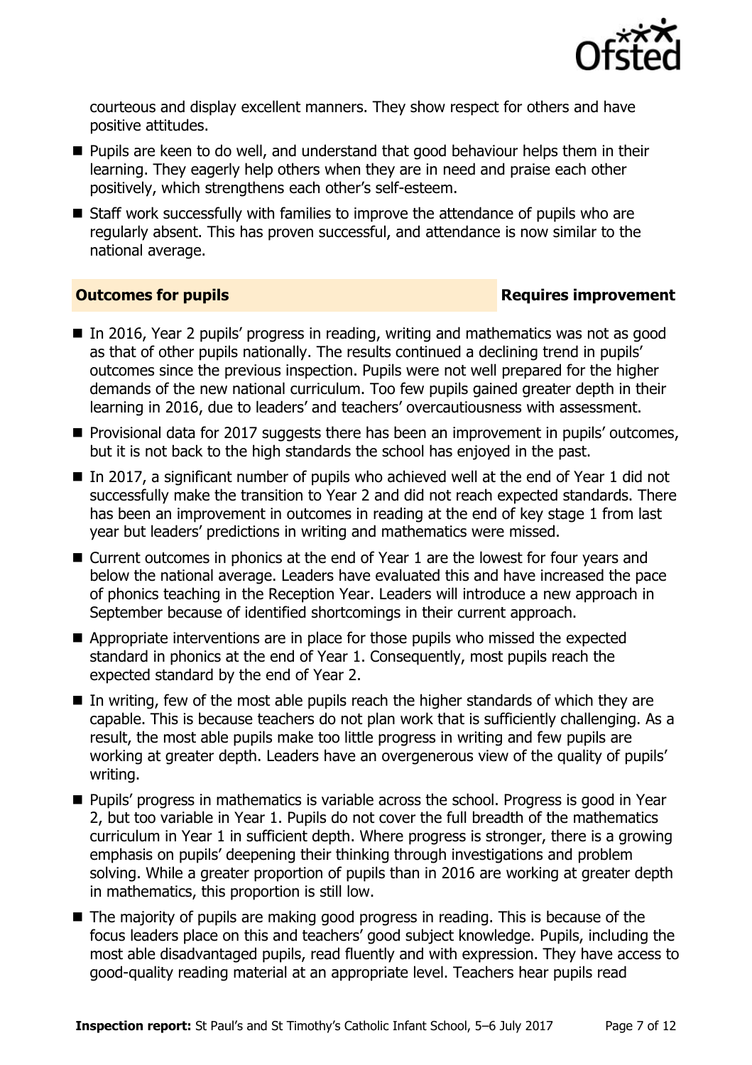courteous and display excellent manners. They show respect for others and have positive attitudes.

- Pupils are keen to do well, and understand that good behaviour helps them in their learning. They eagerly help others when they are in need and praise each other positively, which strengthens each other's self-esteem.
- Staff work successfully with families to improve the attendance of pupils who are regularly absent. This has proven successful, and attendance is now similar to the national average.

## Outcomes for pupils — Requires improvement

- In 2016, Year 2 pupils' progress in reading, writing and mathematics was not as good as that of other pupils nationally. The results continued a declining trend in pupils' outcomes since the previous inspection. Pupils were not well prepared for the higher demands of the new national curriculum. Too few pupils gained greater depth in their learning in 2016, due to leaders' and teachers' overcautiousness with assessment.
- Provisional data for 2017 suggests there has been an improvement in pupils' outcomes, but it is not back to the high standards the school has enjoyed in the past.
- In 2017, a significant number of pupils who achieved well at the end of Year 1 did not successfully make the transition to Year 2 and did not reach expected standards. There has been an improvement in outcomes in reading at the end of key stage 1 from last year but leaders' predictions in writing and mathematics were missed.
- Current outcomes in phonics at the end of Year 1 are the lowest for four years and below the national average. Leaders have evaluated this and have increased the pace of phonics teaching in the Reception Year. Leaders will introduce a new approach in September because of identified shortcomings in their current approach.
- Appropriate interventions are in place for those pupils who missed the expected standard in phonics at the end of Year 1. Consequently, most pupils reach the expected standard by the end of Year 2.
- In writing, few of the most able pupils reach the higher standards of which they are capable. This is because teachers do not plan work that is sufficiently challenging. As a result, the most able pupils make too little progress in writing and few pupils are working at greater depth. Leaders have an overgenerous view of the quality of pupils' writing.
- Pupils' progress in mathematics is variable across the school. Progress is good in Year 2, but too variable in Year 1. Pupils do not cover the full breadth of the mathematics curriculum in Year 1 in sufficient depth. Where progress is stronger, there is a growing emphasis on pupils' deepening their thinking through investigations and problem solving. While a greater proportion of pupils than in 2016 are working at greater depth in mathematics, this proportion is still low.
- The majority of pupils are making good progress in reading. This is because of the focus leaders place on this and teachers' good subject knowledge. Pupils, including the most able disadvantaged pupils, read fluently and with expression. They have access to good-quality reading material at an appropriate level. Teachers hear pupils read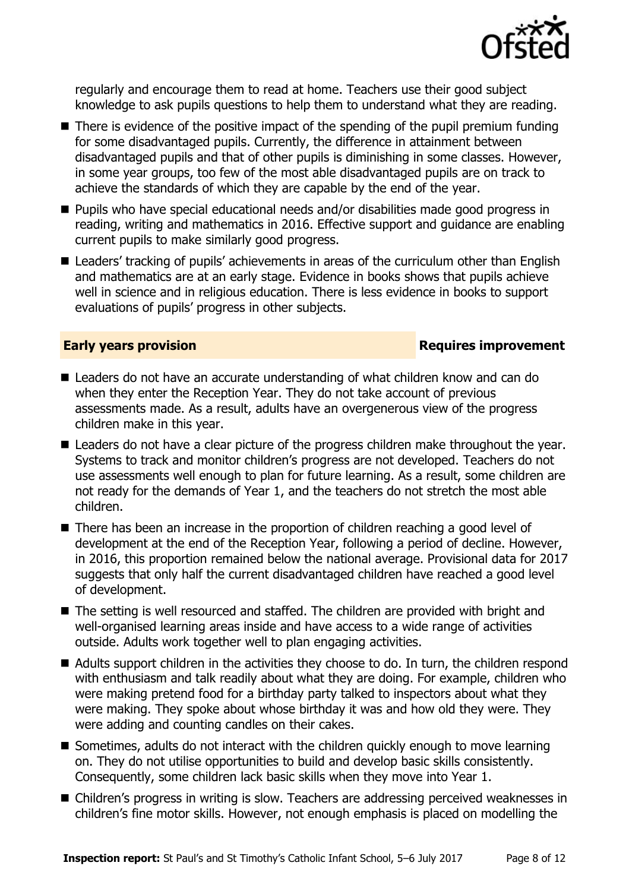regularly and encourage them to read at home. Teachers use their good subject knowledge to ask pupils questions to help them to understand what they are reading.

- There is evidence of the positive impact of the spending of the pupil premium funding for some disadvantaged pupils. Currently, the difference in attainment between disadvantaged pupils and that of other pupils is diminishing in some classes. However, in some year groups, too few of the most able disadvantaged pupils are on track to achieve the standards of which they are capable by the end of the year.
- Pupils who have special educational needs and/or disabilities made good progress in reading, writing and mathematics in 2016. Effective support and guidance are enabling current pupils to make similarly good progress.
- Leaders' tracking of pupils' achievements in areas of the curriculum other than English and mathematics are at an early stage. Evidence in books shows that pupils achieve well in science and in religious education. There is less evidence in books to support evaluations of pupils' progress in other subjects.

## Early years provision — Requires improvement

- Leaders do not have an accurate understanding of what children know and can do when they enter the Reception Year. They do not take account of previous assessments made. As a result, adults have an overgenerous view of the progress children make in this year.
- Leaders do not have a clear picture of the progress children make throughout the year. Systems to track and monitor children's progress are not developed. Teachers do not use assessments well enough to plan for future learning. As a result, some children are not ready for the demands of Year 1, and the teachers do not stretch the most able children.
- There has been an increase in the proportion of children reaching a good level of development at the end of the Reception Year, following a period of decline. However, in 2016, this proportion remained below the national average. Provisional data for 2017 suggests that only half the current disadvantaged children have reached a good level of development.
- The setting is well resourced and staffed. The children are provided with bright and well-organised learning areas inside and have access to a wide range of activities outside. Adults work together well to plan engaging activities.
- Adults support children in the activities they choose to do. In turn, the children respond with enthusiasm and talk readily about what they are doing. For example, children who were making pretend food for a birthday party talked to inspectors about what they were making. They spoke about whose birthday it was and how old they were. They were adding and counting candles on their cakes.
- Sometimes, adults do not interact with the children quickly enough to move learning on. They do not utilise opportunities to build and develop basic skills consistently. Consequently, some children lack basic skills when they move into Year 1.
- Children's progress in writing is slow. Teachers are addressing perceived weaknesses in children's fine motor skills. However, not enough emphasis is placed on modelling the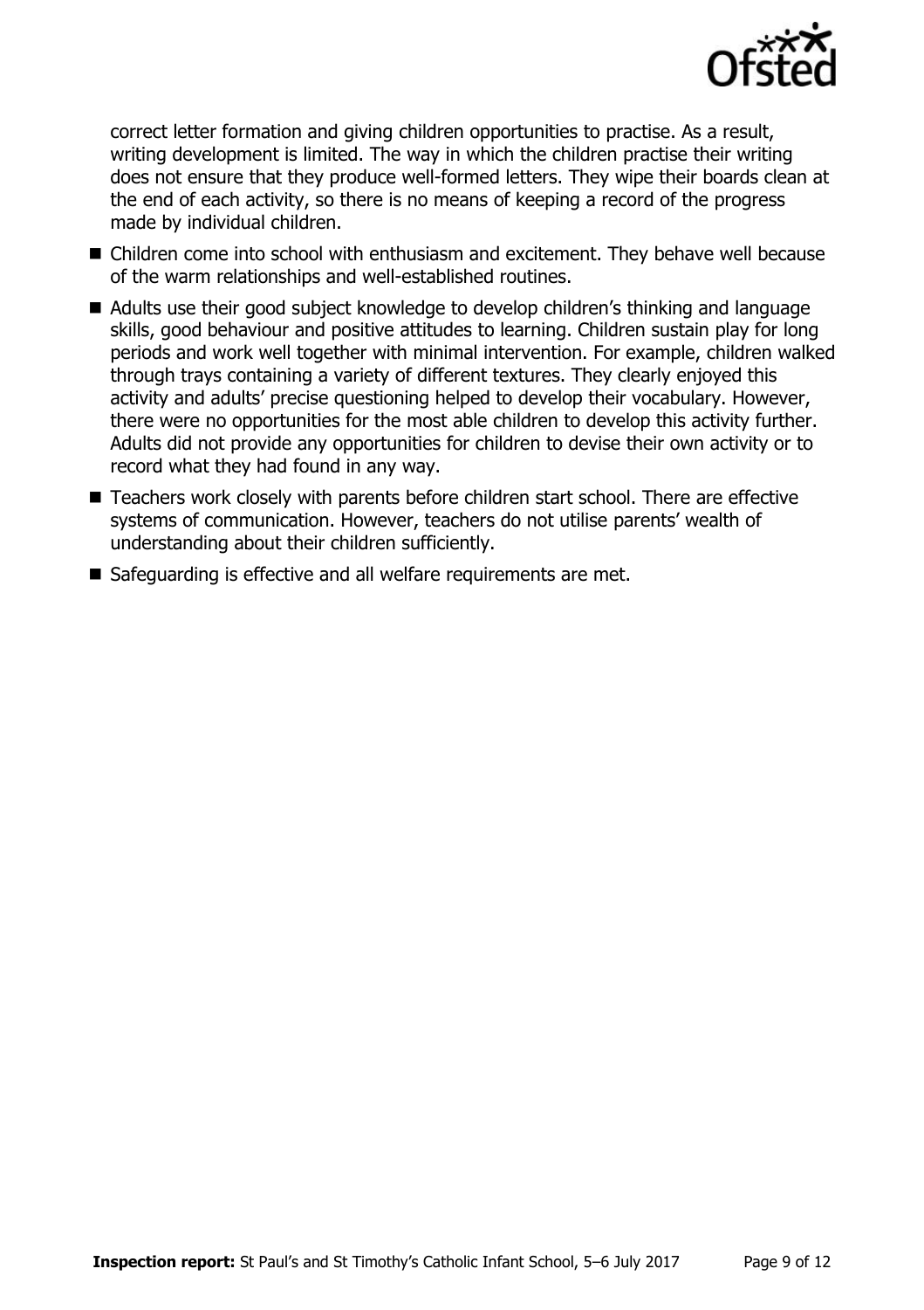correct letter formation and giving children opportunities to practise. As a result, writing development is limited. The way in which the children practise their writing does not ensure that they produce well-formed letters. They wipe their boards clean at the end of each activity, so there is no means of keeping a record of the progress made by individual children.

- Children come into school with enthusiasm and excitement. They behave well because of the warm relationships and well-established routines.
- Adults use their good subject knowledge to develop children's thinking and language skills, good behaviour and positive attitudes to learning. Children sustain play for long periods and work well together with minimal intervention. For example, children walked through trays containing a variety of different textures. They clearly enjoyed this activity and adults' precise questioning helped to develop their vocabulary. However, there were no opportunities for the most able children to develop this activity further. Adults did not provide any opportunities for children to devise their own activity or to record what they had found in any way.
- Teachers work closely with parents before children start school. There are effective systems of communication. However, teachers do not utilise parents' wealth of understanding about their children sufficiently.
- Safeguarding is effective and all welfare requirements are met.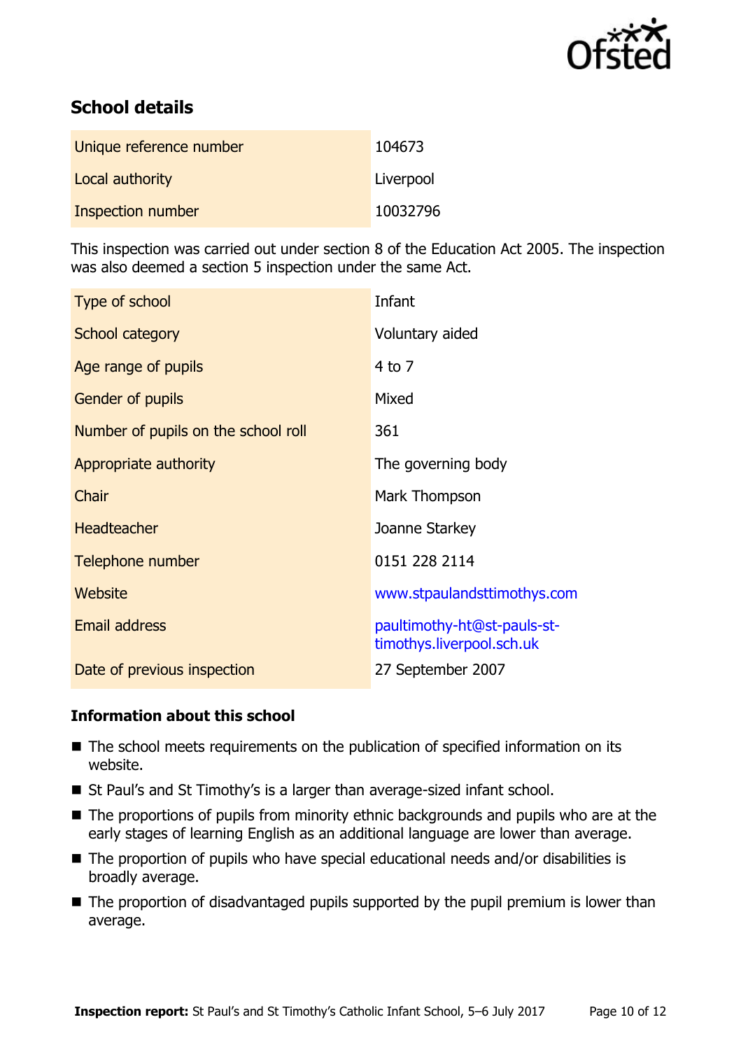## School details

| | |
|---|---|
| Unique reference number | 104673 |
| Local authority | Liverpool |
| Inspection number | 10032796 |

This inspection was carried out under section 8 of the Education Act 2005. The inspection was also deemed a section 5 inspection under the same Act.

| | |
|---|---|
| Type of school | Infant |
| School category | Voluntary aided |
| Age range of pupils | 4 to 7 |
| Gender of pupils | Mixed |
| Number of pupils on the school roll | 361 |
| Appropriate authority | The governing body |
| Chair | Mark Thompson |
| Headteacher | Joanne Starkey |
| Telephone number | 0151 228 2114 |
| Website | www.stpaulandsttimothys.com |
| Email address | paultimothy-ht@st-pauls-st-timothys.liverpool.sch.uk |
| Date of previous inspection | 27 September 2007 |

### Information about this school

- The school meets requirements on the publication of specified information on its website.
- St Paul's and St Timothy's is a larger than average-sized infant school.
- The proportions of pupils from minority ethnic backgrounds and pupils who are at the early stages of learning English as an additional language are lower than average.
- The proportion of pupils who have special educational needs and/or disabilities is broadly average.
- The proportion of disadvantaged pupils supported by the pupil premium is lower than average.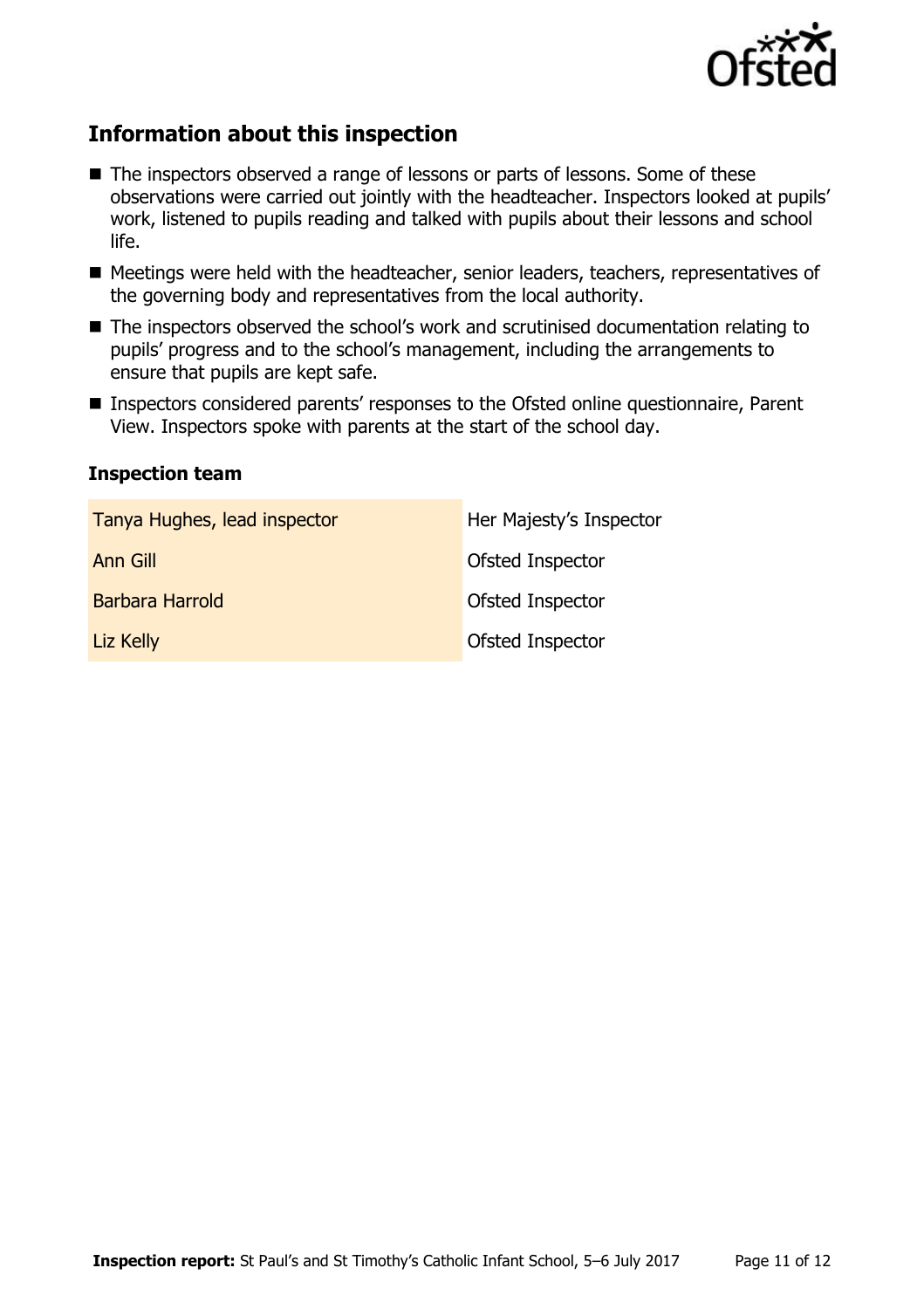## Information about this inspection

- The inspectors observed a range of lessons or parts of lessons. Some of these observations were carried out jointly with the headteacher. Inspectors looked at pupils' work, listened to pupils reading and talked with pupils about their lessons and school life.
- Meetings were held with the headteacher, senior leaders, teachers, representatives of the governing body and representatives from the local authority.
- The inspectors observed the school's work and scrutinised documentation relating to pupils' progress and to the school's management, including the arrangements to ensure that pupils are kept safe.
- Inspectors considered parents' responses to the Ofsted online questionnaire, Parent View. Inspectors spoke with parents at the start of the school day.

### Inspection team

| | |
|---|---|
| Tanya Hughes, lead inspector | Her Majesty's Inspector |
| Ann Gill | Ofsted Inspector |
| Barbara Harrold | Ofsted Inspector |
| Liz Kelly | Ofsted Inspector |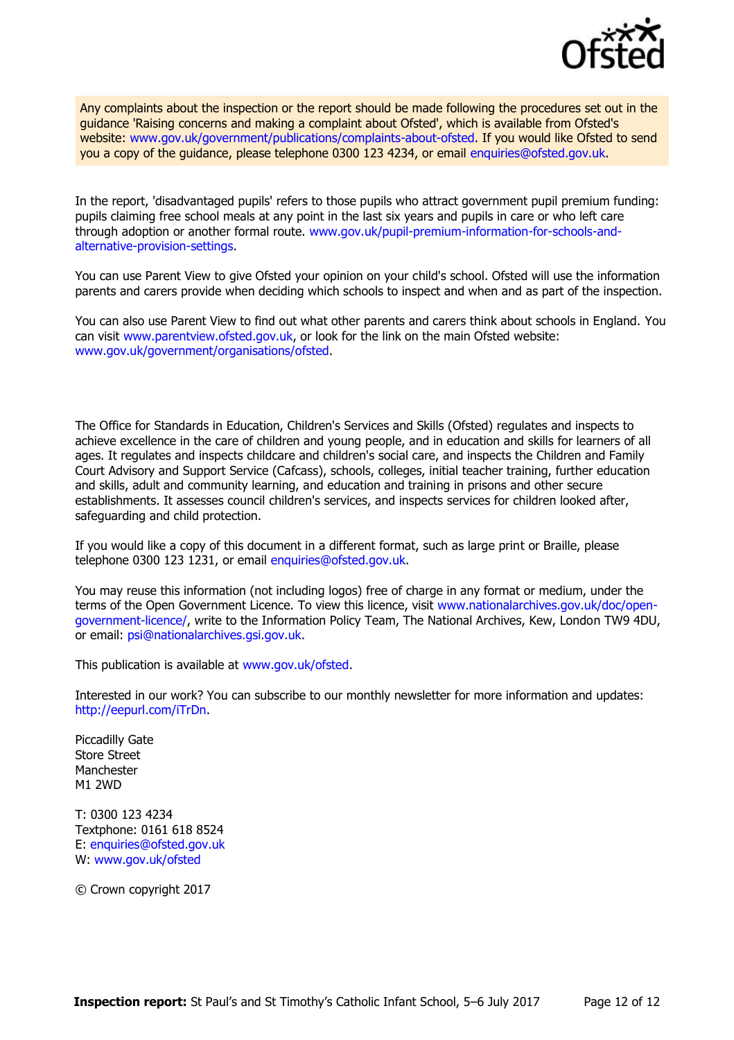Any complaints about the inspection or the report should be made following the procedures set out in the guidance 'Raising concerns and making a complaint about Ofsted', which is available from Ofsted's website: www.gov.uk/government/publications/complaints-about-ofsted. If you would like Ofsted to send you a copy of the guidance, please telephone 0300 123 4234, or email enquiries@ofsted.gov.uk.

In the report, 'disadvantaged pupils' refers to those pupils who attract government pupil premium funding: pupils claiming free school meals at any point in the last six years and pupils in care or who left care through adoption or another formal route. www.gov.uk/pupil-premium-information-for-schools-and-alternative-provision-settings.

You can use Parent View to give Ofsted your opinion on your child's school. Ofsted will use the information parents and carers provide when deciding which schools to inspect and when and as part of the inspection.

You can also use Parent View to find out what other parents and carers think about schools in England. You can visit www.parentview.ofsted.gov.uk, or look for the link on the main Ofsted website: www.gov.uk/government/organisations/ofsted.

The Office for Standards in Education, Children's Services and Skills (Ofsted) regulates and inspects to achieve excellence in the care of children and young people, and in education and skills for learners of all ages. It regulates and inspects childcare and children's social care, and inspects the Children and Family Court Advisory and Support Service (Cafcass), schools, colleges, initial teacher training, further education and skills, adult and community learning, and education and training in prisons and other secure establishments. It assesses council children's services, and inspects services for children looked after, safeguarding and child protection.

If you would like a copy of this document in a different format, such as large print or Braille, please telephone 0300 123 1231, or email enquiries@ofsted.gov.uk.

You may reuse this information (not including logos) free of charge in any format or medium, under the terms of the Open Government Licence. To view this licence, visit www.nationalarchives.gov.uk/doc/open-government-licence/, write to the Information Policy Team, The National Archives, Kew, London TW9 4DU, or email: psi@nationalarchives.gsi.gov.uk.

This publication is available at www.gov.uk/ofsted.

Interested in our work? You can subscribe to our monthly newsletter for more information and updates: http://eepurl.com/iTrDn.

Piccadilly Gate
Store Street
Manchester
M1 2WD

T: 0300 123 4234
Textphone: 0161 618 8524
E: enquiries@ofsted.gov.uk
W: www.gov.uk/ofsted

© Crown copyright 2017